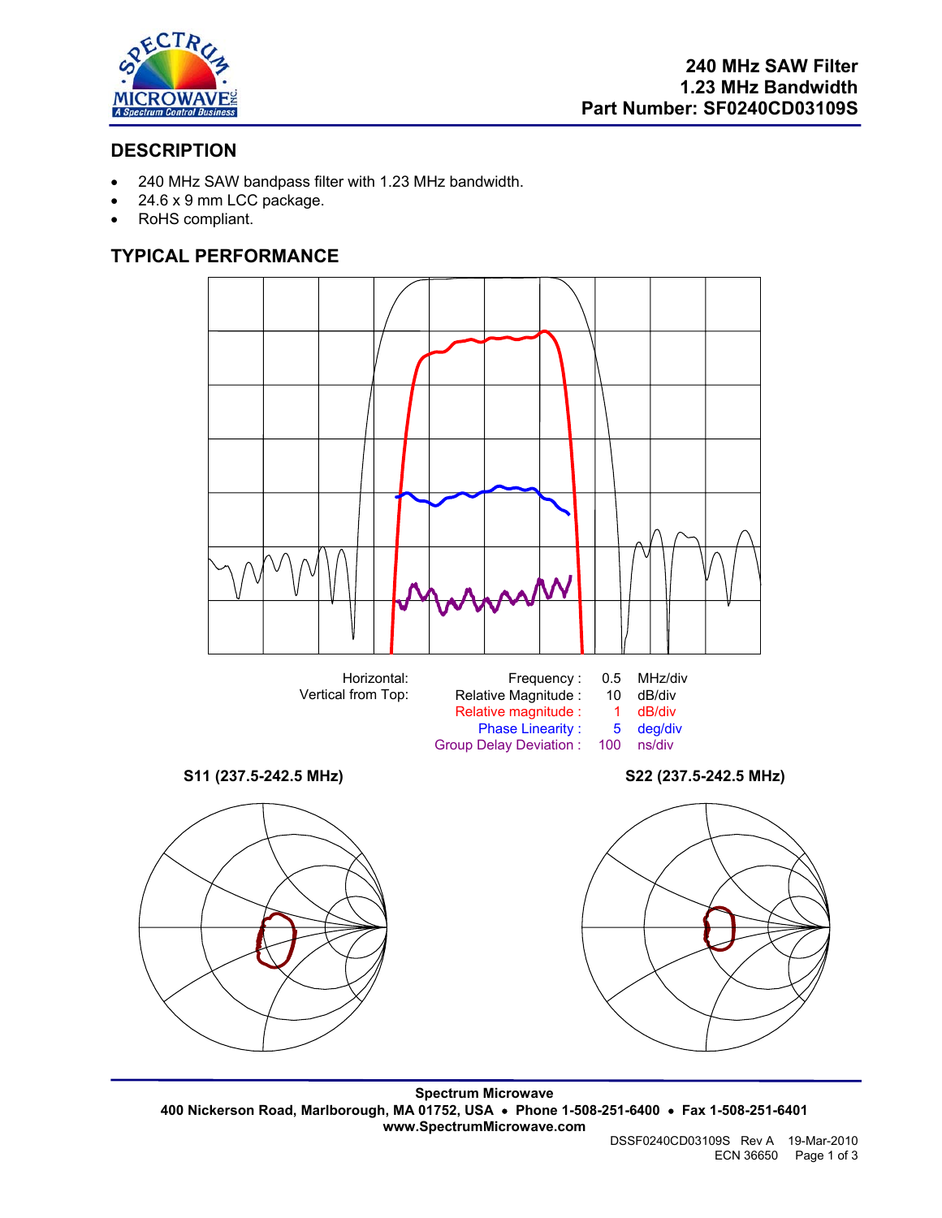**240 MHz SAW Filter**
**1.23 MHz Bandwidth**
**Part Number: SF0240CD03109S**

## DESCRIPTION

- 240 MHz SAW bandpass filter with 1.23 MHz bandwidth.
- 24.6 x 9 mm LCC package.
- RoHS compliant.

## TYPICAL PERFORMANCE

| | | | |
|---|---|---|---|
| Horizontal: | Frequency : | 0.5 | MHz/div |
| Vertical from Top: | Relative Magnitude : | 10 | dB/div |
| | Relative magnitude : | 1 | dB/div |
| | Phase Linearity : | 5 | deg/div |
| | Group Delay Deviation : | 100 | ns/div |

**S11 (237.5-242.5 MHz)**

**S22 (237.5-242.5 MHz)**

**Spectrum Microwave**
**400 Nickerson Road, Marlborough, MA 01752, USA • Phone 1-508-251-6400 • Fax 1-508-251-6401**
**www.SpectrumMicrowave.com**

DSSF0240CD03109S Rev A 19-Mar-2010
ECN 36650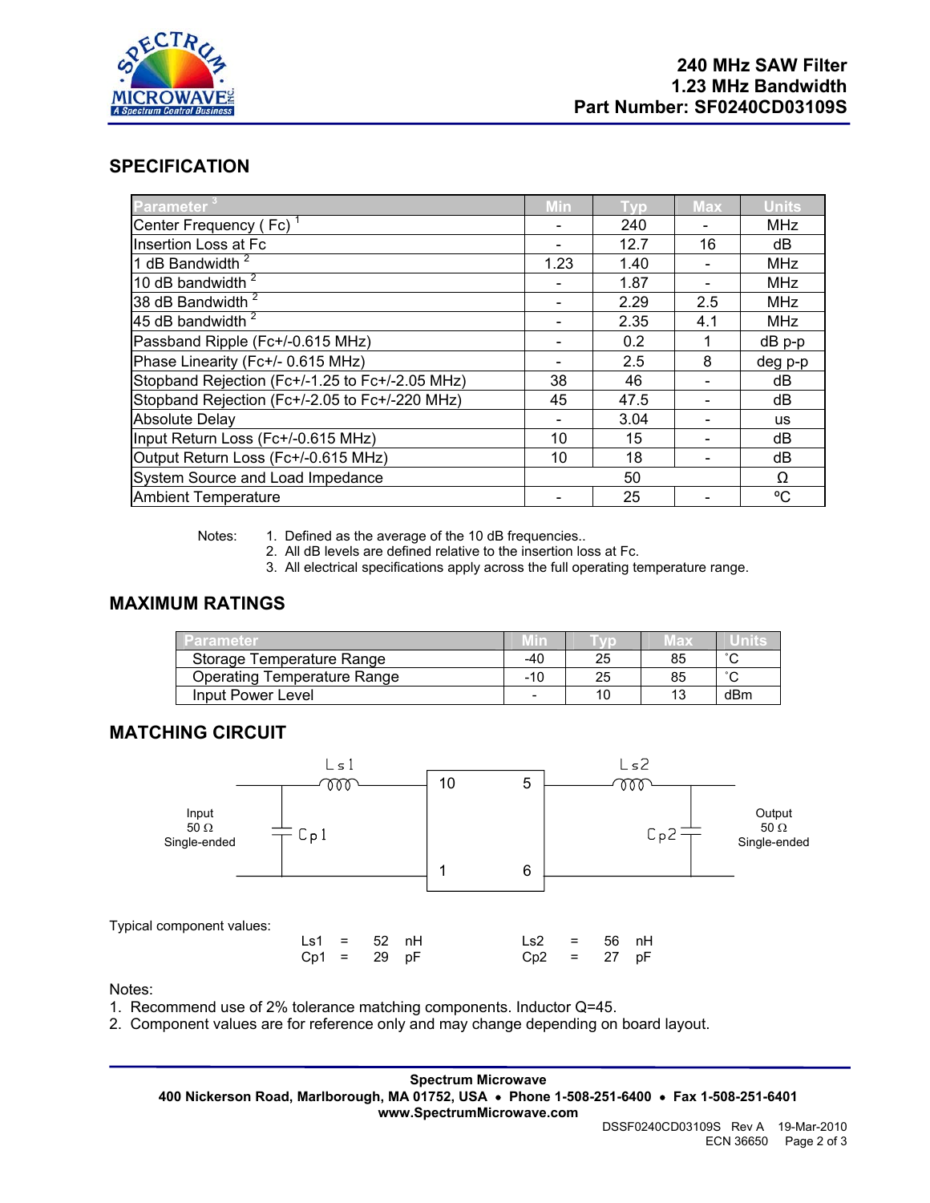# 240 MHz SAW Filter
# 1.23 MHz Bandwidth
# Part Number: SF0240CD03109S

## SPECIFICATION

| Parameter [3] | Min | Typ | Max | Units |
|---|---|---|---|---|
| Center Frequency ( Fc) [1] | - | 240 | - | MHz |
| Insertion Loss at Fc | - | 12.7 | 16 | dB |
| 1 dB Bandwidth [2] | 1.23 | 1.40 | - | MHz |
| 10 dB bandwidth [2] | - | 1.87 | - | MHz |
| 38 dB Bandwidth [2] | - | 2.29 | 2.5 | MHz |
| 45 dB bandwidth [2] | - | 2.35 | 4.1 | MHz |
| Passband Ripple (Fc+/-0.615 MHz) | - | 0.2 | 1 | dB p-p |
| Phase Linearity (Fc+/- 0.615 MHz) | - | 2.5 | 8 | deg p-p |
| Stopband Rejection (Fc+/-1.25 to Fc+/-2.05 MHz) | 38 | 46 | - | dB |
| Stopband Rejection (Fc+/-2.05 to Fc+/-220 MHz) | 45 | 47.5 | - | dB |
| Absolute Delay | - | 3.04 | - | us |
| Input Return Loss (Fc+/-0.615 MHz) | 10 | 15 | - | dB |
| Output Return Loss (Fc+/-0.615 MHz) | 10 | 18 | - | dB |
| System Source and Load Impedance | | 50 | | Ω |
| Ambient Temperature | - | 25 | - | ºC |

Notes:
1. Defined as the average of the 10 dB frequencies..
2. All dB levels are defined relative to the insertion loss at Fc.
3. All electrical specifications apply across the full operating temperature range.

## MAXIMUM RATINGS

| Parameter | Min | Typ | Max | Units |
|---|---|---|---|---|
| Storage Temperature Range | -40 | 25 | 85 | ˚C |
| Operating Temperature Range | -10 | 25 | 85 | ˚C |
| Input Power Level | - | 10 | 13 | dBm |

## MATCHING CIRCUIT

Input 50 Ω Single-ended — Cp1 (shunt), Ls1 (series) — pins 10, 1 — SAW filter — pins 5, 6 — Ls2 (series), Cp2 (shunt) — Output 50 Ω Single-ended

Typical component values:

| | | | | | | | |
|---|---|---|---|---|---|---|---|
| Ls1 | = | 52 | nH | Ls2 | = | 56 | nH |
| Cp1 | = | 29 | pF | Cp2 | = | 27 | pF |

Notes:
1. Recommend use of 2% tolerance matching components. Inductor Q=45.
2. Component values are for reference only and may change depending on board layout.

**Spectrum Microwave**
**400 Nickerson Road, Marlborough, MA 01752, USA • Phone 1-508-251-6400 • Fax 1-508-251-6401**
**www.SpectrumMicrowave.com**

DSSF0240CD03109S Rev A 19-Mar-2010
ECN 36650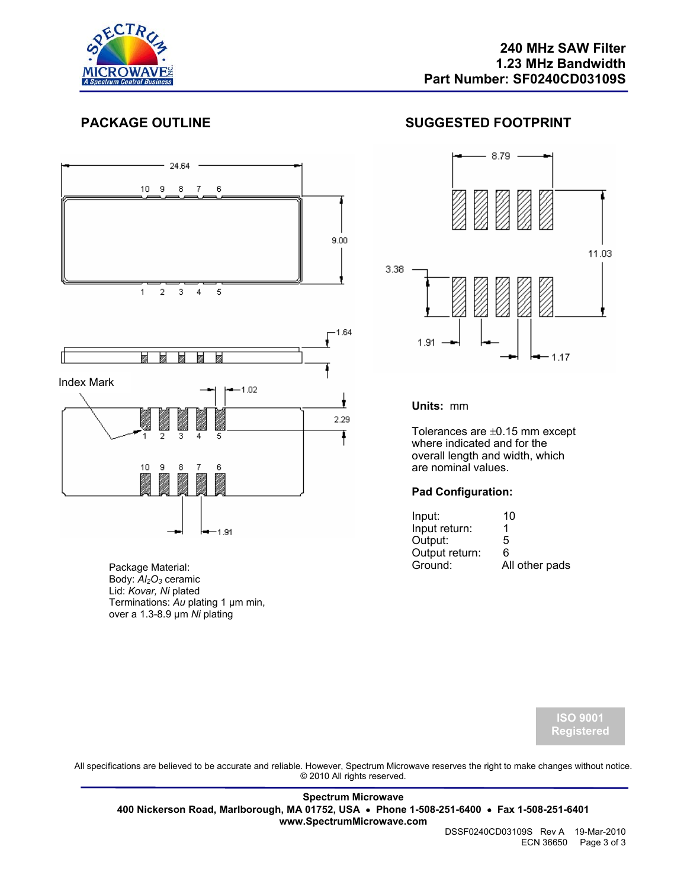240 MHz SAW Filter
1.23 MHz Bandwidth
Part Number: SF0240CD03109S

## PACKAGE OUTLINE

24.64

10 9 8 7 6

9.00

1 2 3 4 5

1.64

Index Mark

1.02

2.29

1 2 3 4 5

10 9 8 7 6

1.91

Package Material:
Body: $Al_2O_3$ ceramic
Lid: *Kovar, Ni* plated
Terminations: *Au* plating 1 µm min, over a 1.3-8.9 µm *Ni* plating

## SUGGESTED FOOTPRINT

8.79

11.03

3.38

1.91

1.17

**Units:** mm

Tolerances are ±0.15 mm except where indicated and for the overall length and width, which are nominal values.

**Pad Configuration:**

| | |
|---|---|
| Input: | 10 |
| Input return: | 1 |
| Output: | 5 |
| Output return: | 6 |
| Ground: | All other pads |

ISO 9001 Registered

All specifications are believed to be accurate and reliable. However, Spectrum Microwave reserves the right to make changes without notice. © 2010 All rights reserved.

**Spectrum Microwave**
**400 Nickerson Road, Marlborough, MA 01752, USA • Phone 1-508-251-6400 • Fax 1-508-251-6401**
**www.SpectrumMicrowave.com**

DSSF0240CD03109S Rev A 19-Mar-2010
ECN 36650